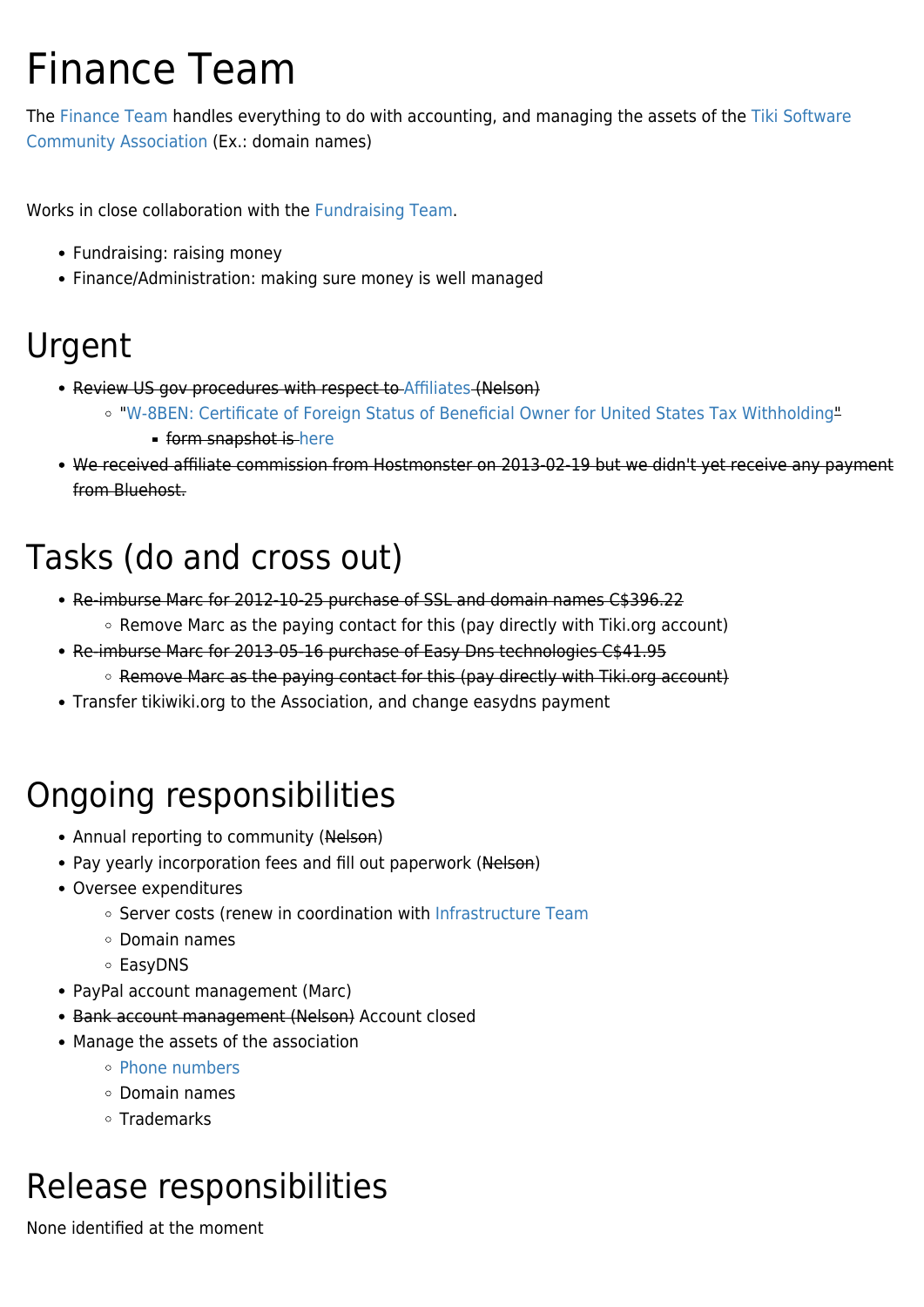# Finance Team

The Finance Team handles everything to do with accounting, and managing the assets of the Tiki Software Community Association (Ex.: domain names)

Works in close collaboration with the Fundraising Team.

- Fundraising: raising money
- Finance/Administration: making sure money is well managed

## Urgent

- ~~Review US gov procedures with respect to Affiliates (Nelson)~~
  - "W-8BEN: Certificate of Foreign Status of Beneficial Owner for United States Tax Withholding"
    - ~~form snapshot is here~~
- ~~We received affiliate commission from Hostmonster on 2013-02-19 but we didn't yet receive any payment from Bluehost.~~

## Tasks (do and cross out)

- ~~Re-imburse Marc for 2012-10-25 purchase of SSL and domain names C$396.22~~
  - Remove Marc as the paying contact for this (pay directly with Tiki.org account)
- ~~Re-imburse Marc for 2013-05-16 purchase of Easy Dns technologies C$41.95~~
  - ~~Remove Marc as the paying contact for this (pay directly with Tiki.org account)~~
- Transfer tikiwiki.org to the Association, and change easydns payment

## Ongoing responsibilities

- Annual reporting to community (~~Nelson~~)
- Pay yearly incorporation fees and fill out paperwork (~~Nelson~~)
- Oversee expenditures
  - Server costs (renew in coordination with Infrastructure Team
  - Domain names
  - EasyDNS
- PayPal account management (Marc)
- ~~Bank account management (Nelson)~~ Account closed
- Manage the assets of the association
  - Phone numbers
  - Domain names
  - Trademarks

## Release responsibilities

None identified at the moment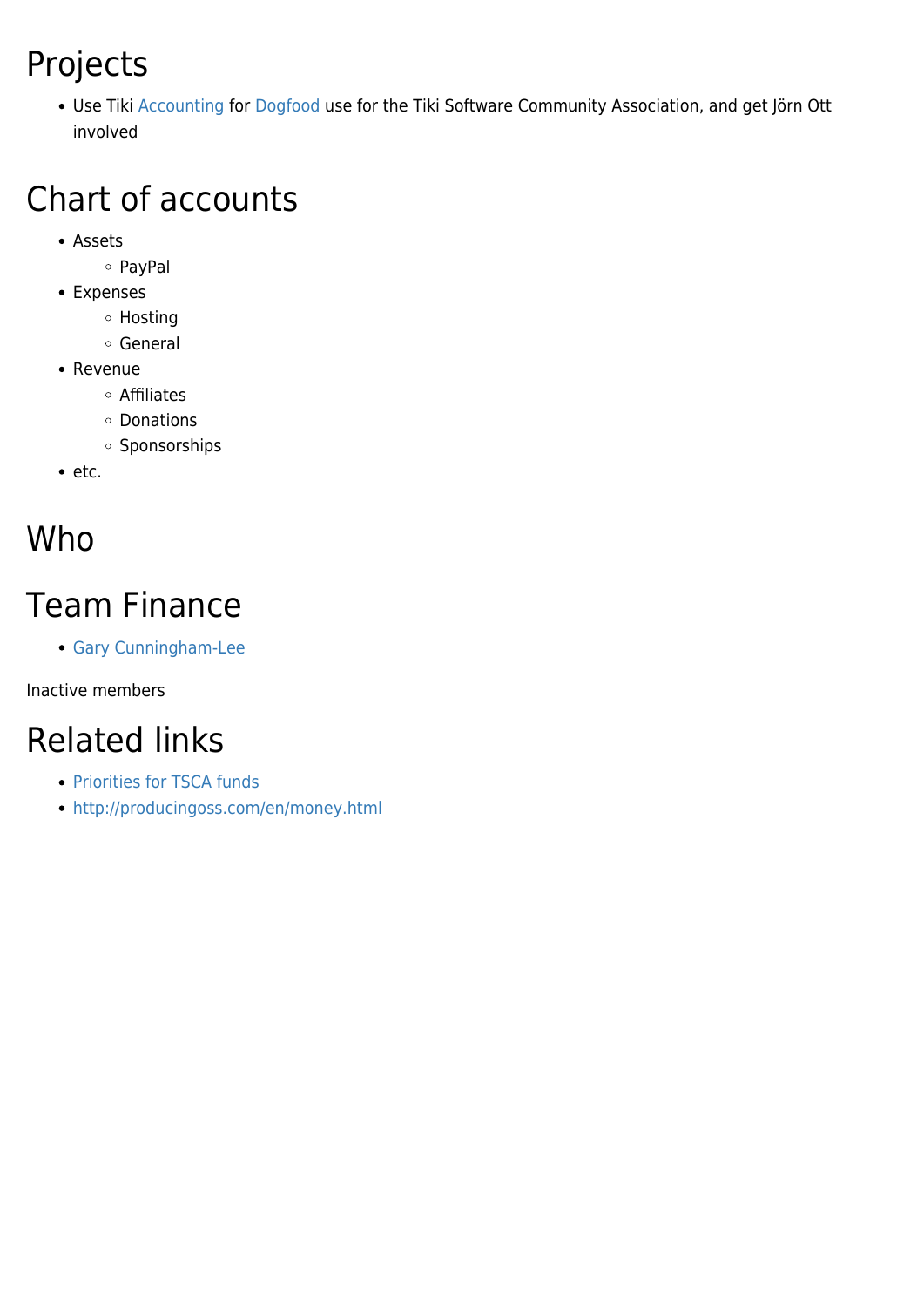# Projects

- Use Tiki Accounting for Dogfood use for the Tiki Software Community Association, and get Jörn Ott involved

# Chart of accounts

- Assets
  - PayPal
- Expenses
  - Hosting
  - General
- Revenue
  - Affiliates
  - Donations
  - Sponsorships
- etc.

# Who

# Team Finance

- Gary Cunningham-Lee

Inactive members

# Related links

- Priorities for TSCA funds
- http://producingoss.com/en/money.html